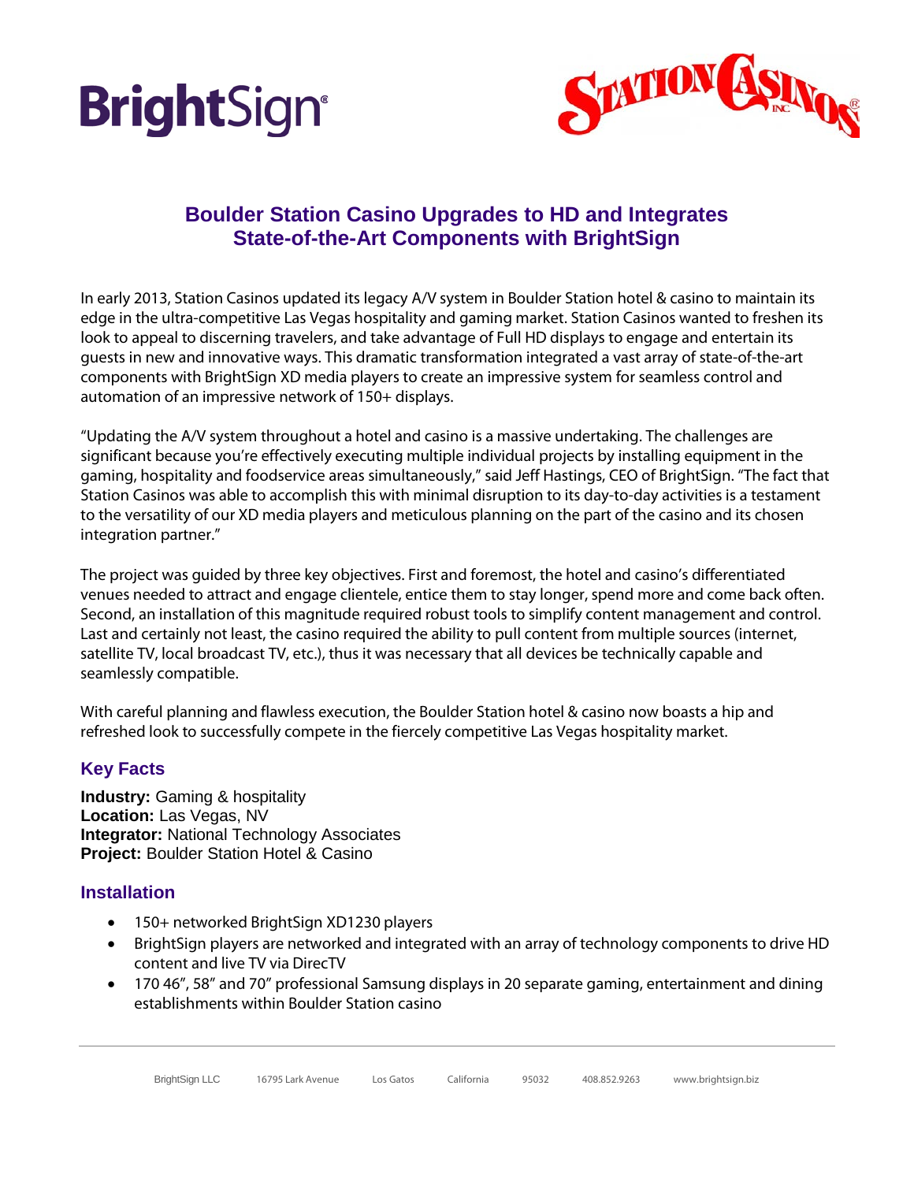# Boulder Station Casino Upgrades to HD and Integrates State-of-the-Art Components with BrightSign

In early 2013, Station Casinos updated its legacy A/V system in Boulder Station hotel & casino to maintain its edge in the ultra-competitive Las Vegas hospitality and gaming market. Station Casinos wanted to freshen its look to appeal to discerning travelers, and take advantage of Full HD displays to engage and entertain its guests in new and innovative ways. This dramatic transformation integrated a vast array of state-of-the-art components with BrightSign XD media players to create an impressive system for seamless control and automation of an impressive network of 150+ displays.

"Updating the A/V system throughout a hotel and casino is a massive undertaking. The challenges are significant because you're effectively executing multiple individual projects by installing equipment in the gaming, hospitality and foodservice areas simultaneously," said Jeff Hastings, CEO of BrightSign. "The fact that Station Casinos was able to accomplish this with minimal disruption to its day-to-day activities is a testament to the versatility of our XD media players and meticulous planning on the part of the casino and its chosen integration partner."

The project was guided by three key objectives. First and foremost, the hotel and casino's differentiated venues needed to attract and engage clientele, entice them to stay longer, spend more and come back often. Second, an installation of this magnitude required robust tools to simplify content management and control. Last and certainly not least, the casino required the ability to pull content from multiple sources (internet, satellite TV, local broadcast TV, etc.), thus it was necessary that all devices be technically capable and seamlessly compatible.

With careful planning and flawless execution, the Boulder Station hotel & casino now boasts a hip and refreshed look to successfully compete in the fiercely competitive Las Vegas hospitality market.

## Key Facts

**Industry:** Gaming & hospitality
**Location:** Las Vegas, NV
**Integrator:** National Technology Associates
**Project:** Boulder Station Hotel & Casino

## Installation

- 150+ networked BrightSign XD1230 players
- BrightSign players are networked and integrated with an array of technology components to drive HD content and live TV via DirecTV
- 170 46", 58" and 70" professional Samsung displays in 20 separate gaming, entertainment and dining establishments within Boulder Station casino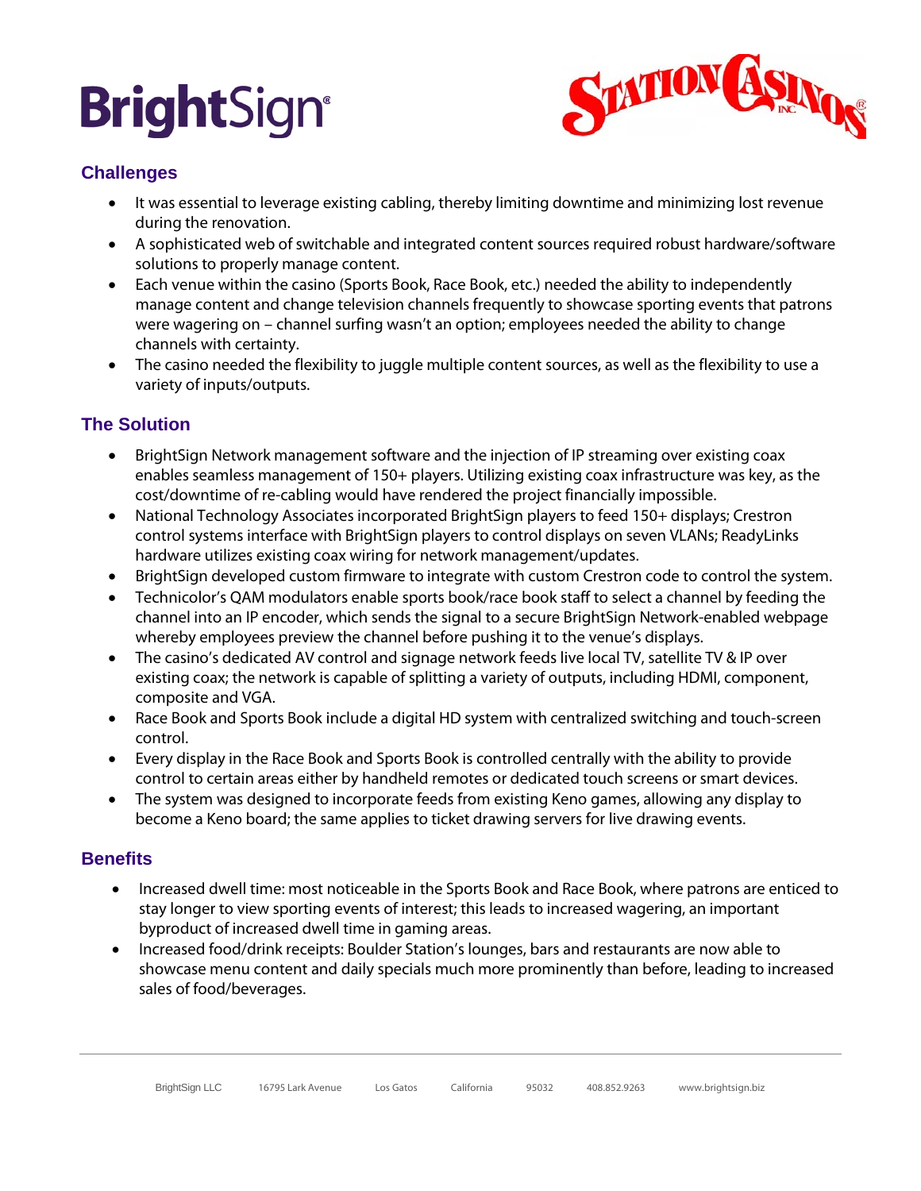## Challenges

- It was essential to leverage existing cabling, thereby limiting downtime and minimizing lost revenue during the renovation.
- A sophisticated web of switchable and integrated content sources required robust hardware/software solutions to properly manage content.
- Each venue within the casino (Sports Book, Race Book, etc.) needed the ability to independently manage content and change television channels frequently to showcase sporting events that patrons were wagering on – channel surfing wasn't an option; employees needed the ability to change channels with certainty.
- The casino needed the flexibility to juggle multiple content sources, as well as the flexibility to use a variety of inputs/outputs.

## The Solution

- BrightSign Network management software and the injection of IP streaming over existing coax enables seamless management of 150+ players. Utilizing existing coax infrastructure was key, as the cost/downtime of re-cabling would have rendered the project financially impossible.
- National Technology Associates incorporated BrightSign players to feed 150+ displays; Crestron control systems interface with BrightSign players to control displays on seven VLANs; ReadyLinks hardware utilizes existing coax wiring for network management/updates.
- BrightSign developed custom firmware to integrate with custom Crestron code to control the system.
- Technicolor's QAM modulators enable sports book/race book staff to select a channel by feeding the channel into an IP encoder, which sends the signal to a secure BrightSign Network-enabled webpage whereby employees preview the channel before pushing it to the venue's displays.
- The casino's dedicated AV control and signage network feeds live local TV, satellite TV & IP over existing coax; the network is capable of splitting a variety of outputs, including HDMI, component, composite and VGA.
- Race Book and Sports Book include a digital HD system with centralized switching and touch-screen control.
- Every display in the Race Book and Sports Book is controlled centrally with the ability to provide control to certain areas either by handheld remotes or dedicated touch screens or smart devices.
- The system was designed to incorporate feeds from existing Keno games, allowing any display to become a Keno board; the same applies to ticket drawing servers for live drawing events.

## Benefits

- Increased dwell time: most noticeable in the Sports Book and Race Book, where patrons are enticed to stay longer to view sporting events of interest; this leads to increased wagering, an important byproduct of increased dwell time in gaming areas.
- Increased food/drink receipts: Boulder Station's lounges, bars and restaurants are now able to showcase menu content and daily specials much more prominently than before, leading to increased sales of food/beverages.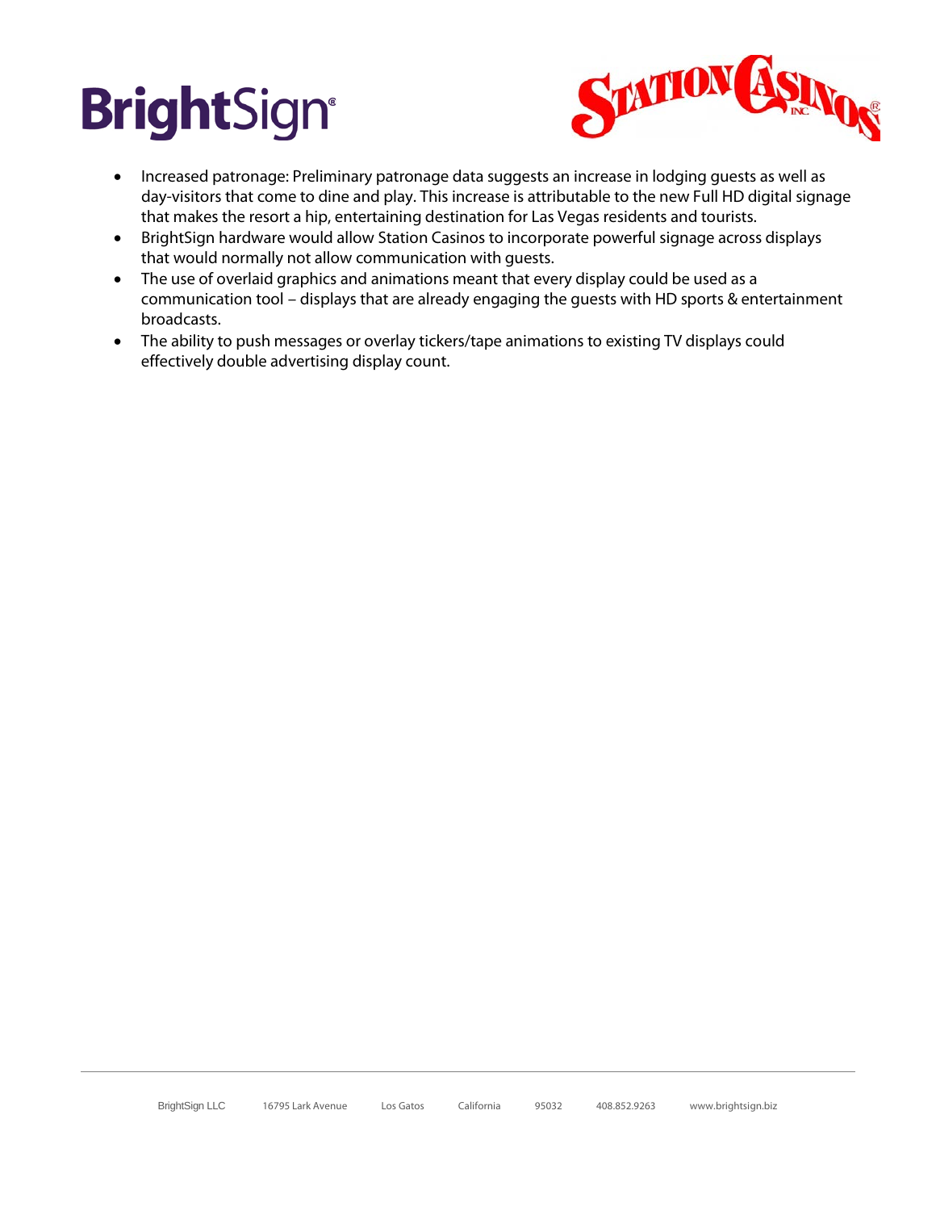- Increased patronage: Preliminary patronage data suggests an increase in lodging guests as well as day-visitors that come to dine and play. This increase is attributable to the new Full HD digital signage that makes the resort a hip, entertaining destination for Las Vegas residents and tourists.
- BrightSign hardware would allow Station Casinos to incorporate powerful signage across displays that would normally not allow communication with guests.
- The use of overlaid graphics and animations meant that every display could be used as a communication tool – displays that are already engaging the guests with HD sports & entertainment broadcasts.
- The ability to push messages or overlay tickers/tape animations to existing TV displays could effectively double advertising display count.